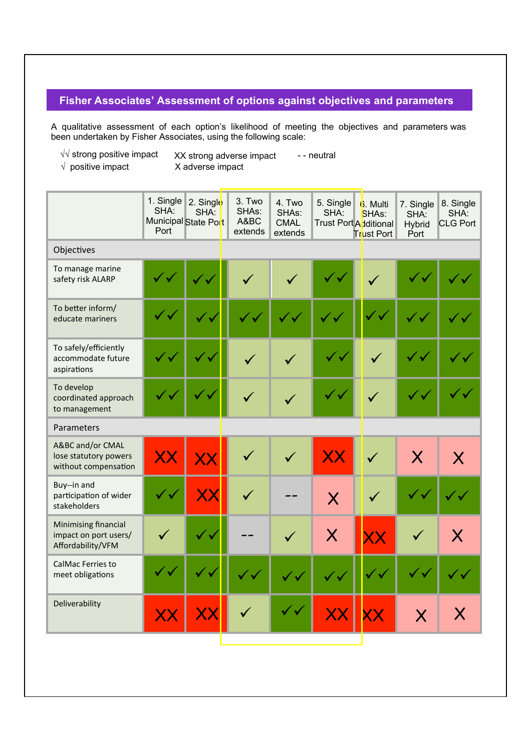## Fisher Associates' Assessment of options against objectives and parameters

A qualitative assessment of each option's likelihood of meeting the objectives and parameters was been undertaken by Fisher Associates, using the following scale:

√√ strong positive impact  XX strong adverse impact  - - neutral
√ positive impact  X adverse impact

| | 1. Single SHA: Municipal Port | 2. Single SHA: State Port | 3. Two SHAs: A&BC extends | 4. Two SHAs: CMAL extends | 5. Single SHA: Trust Port | 6. Multi SHAs: Additional Trust Port | 7. Single SHA: Hybrid Port | 8. Single SHA: CLG Port |
|---|---|---|---|---|---|---|---|---|
| **Objectives** | | | | | | | | |
| To manage marine safety risk ALARP | ✓✓ | ✓✓ | ✓ | ✓ | ✓✓ | ✓ | ✓✓ | ✓✓ |
| To better inform/ educate mariners | ✓✓ | ✓✓ | ✓✓ | ✓✓ | ✓✓ | ✓✓ | ✓✓ | ✓✓ |
| To safely/efficiently accommodate future aspirations | ✓✓ | ✓✓ | ✓ | ✓ | ✓✓ | ✓ | ✓✓ | ✓✓ |
| To develop coordinated approach to management | ✓✓ | ✓✓ | ✓ | ✓ | ✓✓ | ✓ | ✓✓ | ✓✓ |
| **Parameters** | | | | | | | | |
| A&BC and/or CMAL lose statutory powers without compensation | XX | XX | ✓ | ✓ | XX | ✓ | X | X |
| Buy--in and participation of wider stakeholders | ✓✓ | XX | ✓ | -- | X | ✓ | ✓✓ | ✓✓ |
| Minimising financial impact on port users/ Affordability/VFM | ✓ | ✓✓ | -- | ✓ | X | XX | ✓ | X |
| CalMac Ferries to meet obligations | ✓✓ | ✓✓ | ✓✓ | ✓✓ | ✓✓ | ✓✓ | ✓✓ | ✓✓ |
| Deliverability | XX | XX | ✓ | ✓✓ | XX | XX | X | X |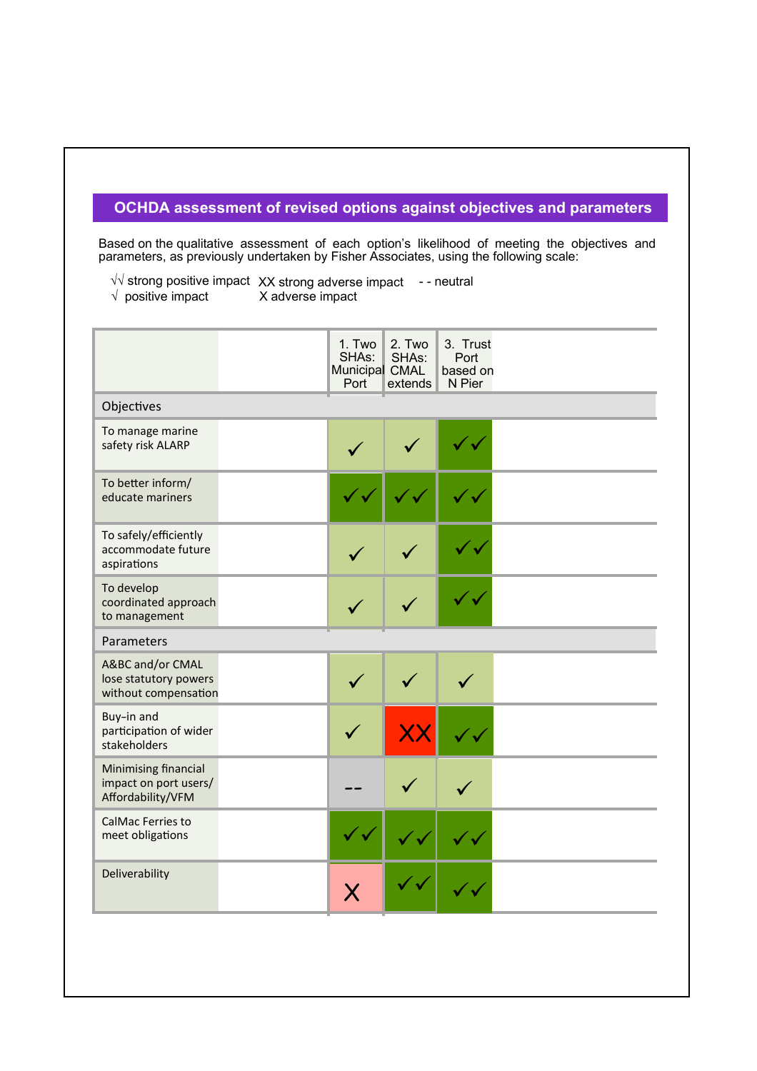## OCHDA assessment of revised options against objectives and parameters

Based on the qualitative assessment of each option's likelihood of meeting the objectives and parameters, as previously undertaken by Fisher Associates, using the following scale:

√√ strong positive impact XX strong adverse impact - - neutral
√ positive impact X adverse impact

| | 1. Two SHAs: Municipal Port | 2. Two SHAs: CMAL extends | 3. Trust Port based on N Pier |
|---|---|---|---|
| **Objectives** | | | |
| To manage marine safety risk ALARP | ✓ | ✓ | ✓✓ |
| To better inform/ educate mariners | ✓✓ | ✓✓ | ✓✓ |
| To safely/efficiently accommodate future aspirations | ✓ | ✓ | ✓✓ |
| To develop coordinated approach to management | ✓ | ✓ | ✓✓ |
| **Parameters** | | | |
| A&BC and/or CMAL lose statutory powers without compensation | ✓ | ✓ | ✓ |
| Buy-in and participation of wider stakeholders | ✓ | XX | ✓✓ |
| Minimising financial impact on port users/ Affordability/VFM | -- | ✓ | ✓ |
| CalMac Ferries to meet obligations | ✓✓ | ✓✓ | ✓✓ |
| Deliverability | X | ✓✓ | ✓✓ |